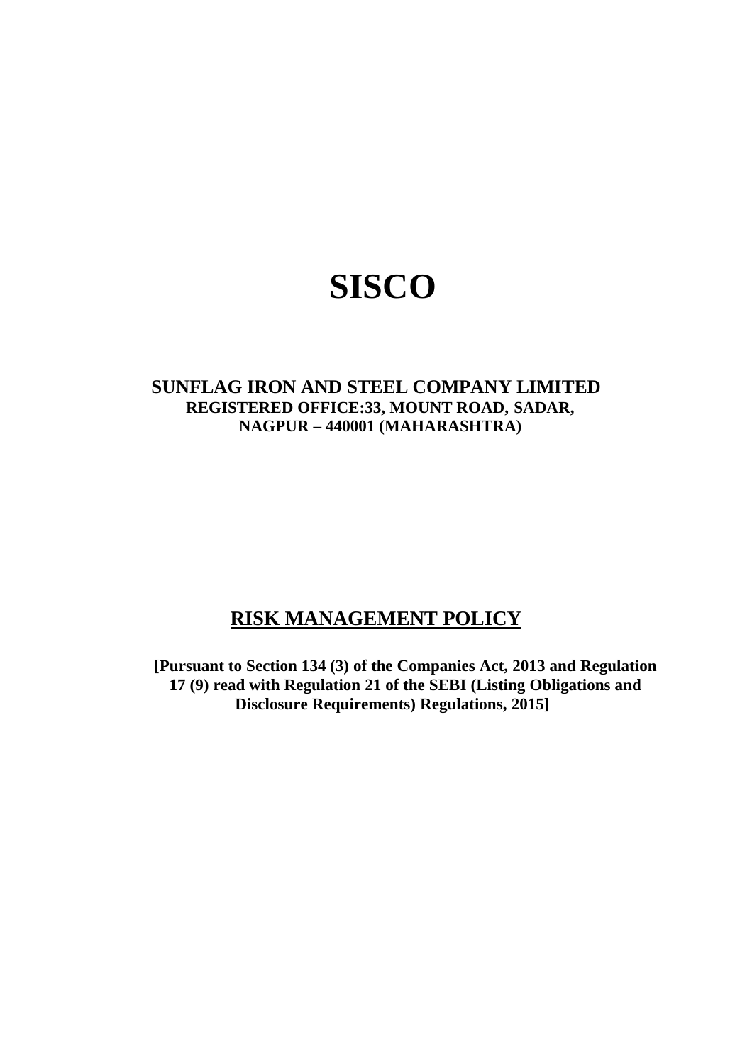# SISCO

**SUNFLAG IRON AND STEEL COMPANY LIMITED**
**REGISTERED OFFICE:33, MOUNT ROAD, SADAR,**
**NAGPUR – 440001 (MAHARASHTRA)**

## RISK MANAGEMENT POLICY

**[Pursuant to Section 134 (3) of the Companies Act, 2013 and Regulation 17 (9) read with Regulation 21 of the SEBI (Listing Obligations and Disclosure Requirements) Regulations, 2015]**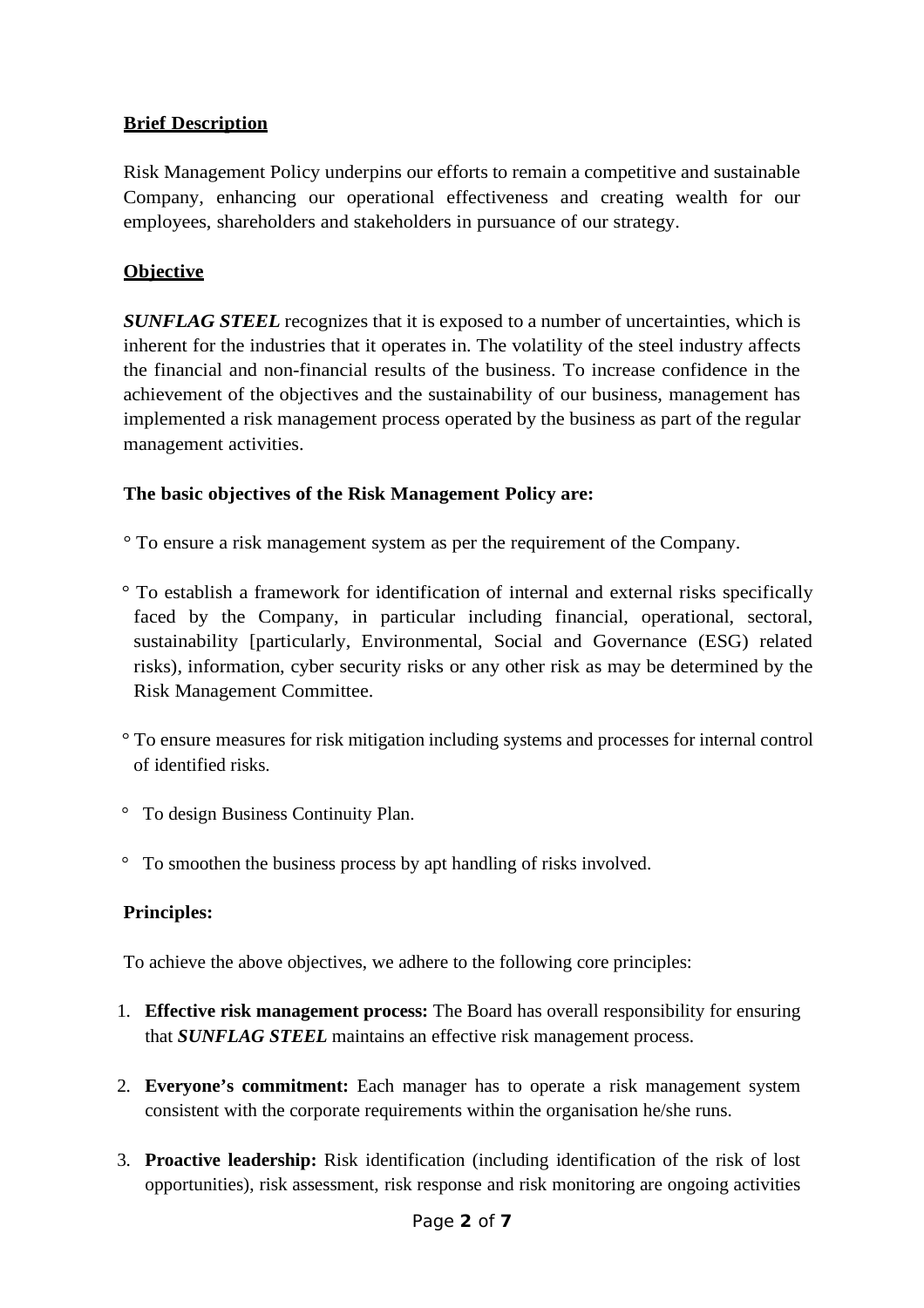**Brief Description**

Risk Management Policy underpins our efforts to remain a competitive and sustainable Company, enhancing our operational effectiveness and creating wealth for our employees, shareholders and stakeholders in pursuance of our strategy.

**Objective**

***SUNFLAG STEEL*** recognizes that it is exposed to a number of uncertainties, which is inherent for the industries that it operates in. The volatility of the steel industry affects the financial and non-financial results of the business. To increase confidence in the achievement of the objectives and the sustainability of our business, management has implemented a risk management process operated by the business as part of the regular management activities.

**The basic objectives of the Risk Management Policy are:**

- To ensure a risk management system as per the requirement of the Company.
- To establish a framework for identification of internal and external risks specifically faced by the Company, in particular including financial, operational, sectoral, sustainability [particularly, Environmental, Social and Governance (ESG) related risks), information, cyber security risks or any other risk as may be determined by the Risk Management Committee.
- To ensure measures for risk mitigation including systems and processes for internal control of identified risks.
- To design Business Continuity Plan.
- To smoothen the business process by apt handling of risks involved.

**Principles:**

To achieve the above objectives, we adhere to the following core principles:

1. **Effective risk management process:** The Board has overall responsibility for ensuring that ***SUNFLAG STEEL*** maintains an effective risk management process.
2. **Everyone's commitment:** Each manager has to operate a risk management system consistent with the corporate requirements within the organisation he/she runs.
3. **Proactive leadership:** Risk identification (including identification of the risk of lost opportunities), risk assessment, risk response and risk monitoring are ongoing activities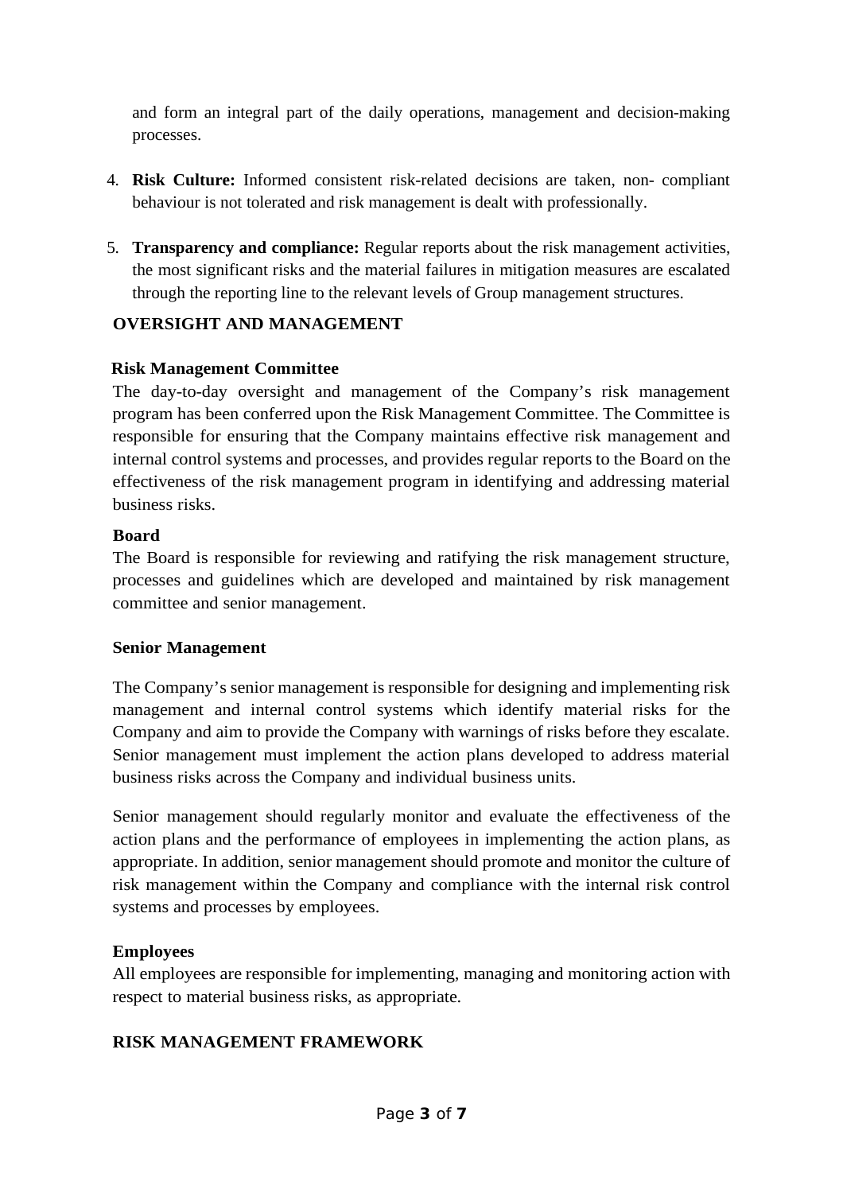and form an integral part of the daily operations, management and decision-making processes.

4. **Risk Culture:** Informed consistent risk-related decisions are taken, non- compliant behaviour is not tolerated and risk management is dealt with professionally.

5. **Transparency and compliance:** Regular reports about the risk management activities, the most significant risks and the material failures in mitigation measures are escalated through the reporting line to the relevant levels of Group management structures.

## OVERSIGHT AND MANAGEMENT

### Risk Management Committee

The day-to-day oversight and management of the Company's risk management program has been conferred upon the Risk Management Committee. The Committee is responsible for ensuring that the Company maintains effective risk management and internal control systems and processes, and provides regular reports to the Board on the effectiveness of the risk management program in identifying and addressing material business risks.

### Board

The Board is responsible for reviewing and ratifying the risk management structure, processes and guidelines which are developed and maintained by risk management committee and senior management.

### Senior Management

The Company's senior management is responsible for designing and implementing risk management and internal control systems which identify material risks for the Company and aim to provide the Company with warnings of risks before they escalate. Senior management must implement the action plans developed to address material business risks across the Company and individual business units.

Senior management should regularly monitor and evaluate the effectiveness of the action plans and the performance of employees in implementing the action plans, as appropriate. In addition, senior management should promote and monitor the culture of risk management within the Company and compliance with the internal risk control systems and processes by employees.

### Employees

All employees are responsible for implementing, managing and monitoring action with respect to material business risks, as appropriate.

## RISK MANAGEMENT FRAMEWORK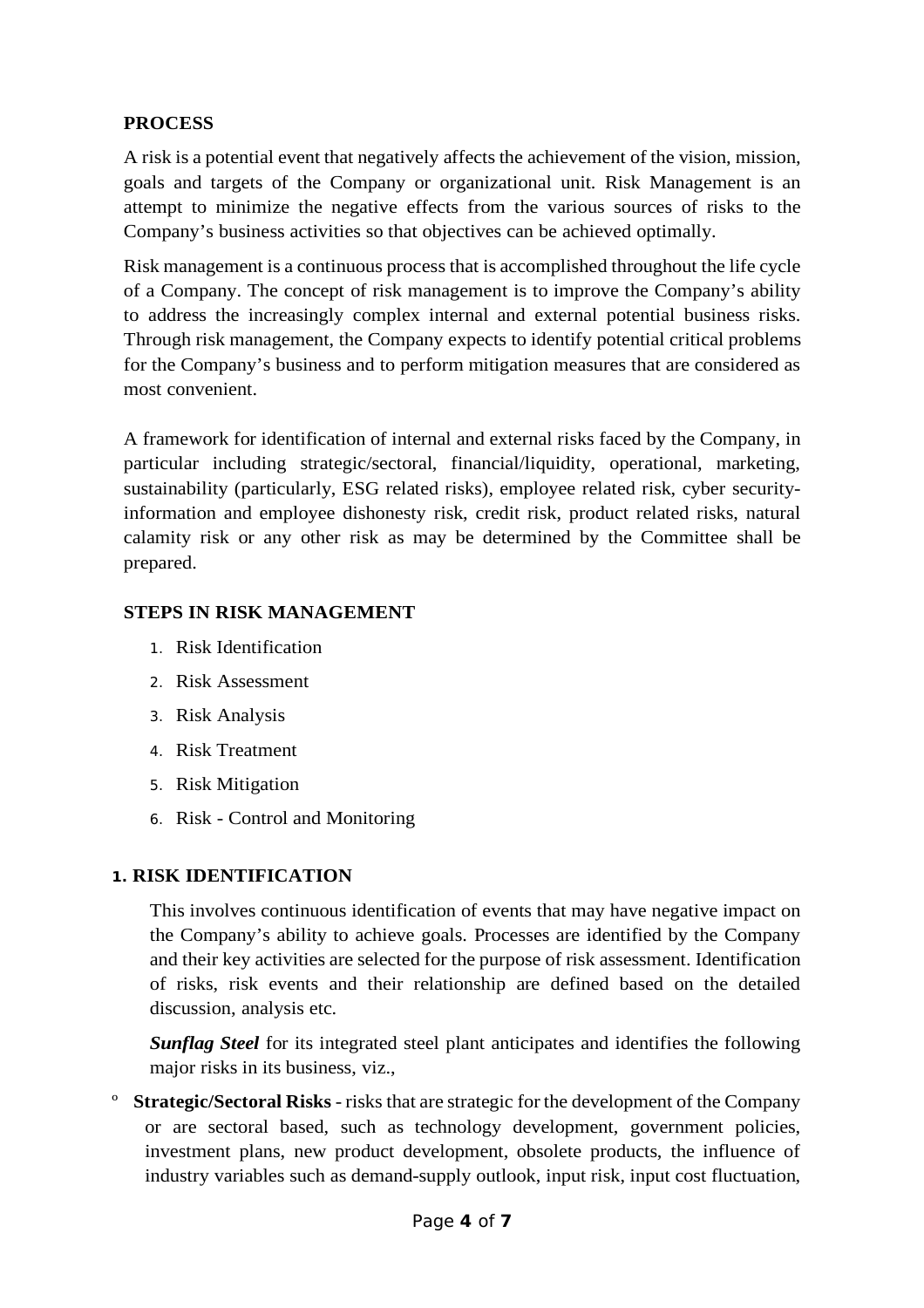## PROCESS

A risk is a potential event that negatively affects the achievement of the vision, mission, goals and targets of the Company or organizational unit. Risk Management is an attempt to minimize the negative effects from the various sources of risks to the Company's business activities so that objectives can be achieved optimally.

Risk management is a continuous process that is accomplished throughout the life cycle of a Company. The concept of risk management is to improve the Company's ability to address the increasingly complex internal and external potential business risks. Through risk management, the Company expects to identify potential critical problems for the Company's business and to perform mitigation measures that are considered as most convenient.

A framework for identification of internal and external risks faced by the Company, in particular including strategic/sectoral, financial/liquidity, operational, marketing, sustainability (particularly, ESG related risks), employee related risk, cyber security-information and employee dishonesty risk, credit risk, product related risks, natural calamity risk or any other risk as may be determined by the Committee shall be prepared.

## STEPS IN RISK MANAGEMENT

1. Risk Identification
2. Risk Assessment
3. Risk Analysis
4. Risk Treatment
5. Risk Mitigation
6. Risk - Control and Monitoring

### 1. RISK IDENTIFICATION

This involves continuous identification of events that may have negative impact on the Company's ability to achieve goals. Processes are identified by the Company and their key activities are selected for the purpose of risk assessment. Identification of risks, risk events and their relationship are defined based on the detailed discussion, analysis etc.

***Sunflag Steel*** for its integrated steel plant anticipates and identifies the following major risks in its business, viz.,

- **Strategic/Sectoral Risks** - risks that are strategic for the development of the Company or are sectoral based, such as technology development, government policies, investment plans, new product development, obsolete products, the influence of industry variables such as demand-supply outlook, input risk, input cost fluctuation,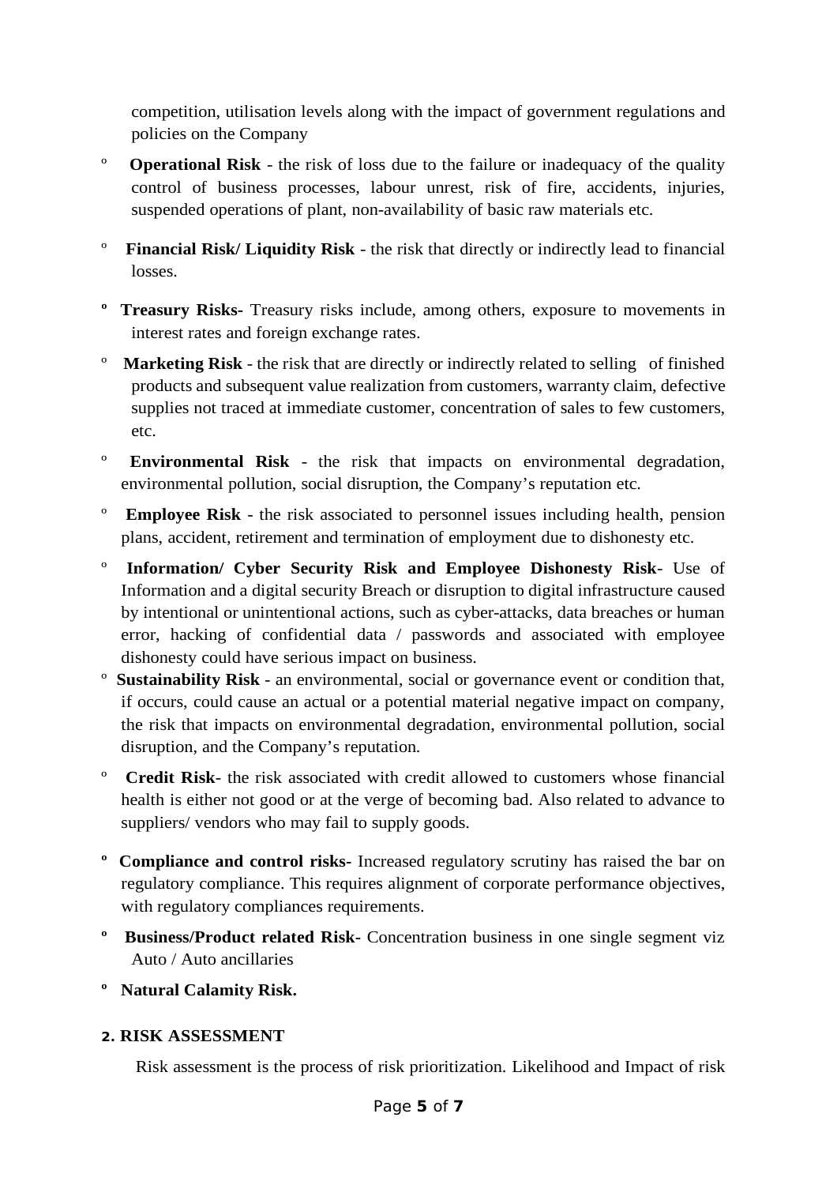competition, utilisation levels along with the impact of government regulations and policies on the Company

- **Operational Risk** - the risk of loss due to the failure or inadequacy of the quality control of business processes, labour unrest, risk of fire, accidents, injuries, suspended operations of plant, non-availability of basic raw materials etc.
- **Financial Risk/ Liquidity Risk** - the risk that directly or indirectly lead to financial losses.
- **Treasury Risks-** Treasury risks include, among others, exposure to movements in interest rates and foreign exchange rates.
- **Marketing Risk** - the risk that are directly or indirectly related to selling of finished products and subsequent value realization from customers, warranty claim, defective supplies not traced at immediate customer, concentration of sales to few customers, etc.
- **Environmental Risk** - the risk that impacts on environmental degradation, environmental pollution, social disruption, the Company's reputation etc.
- **Employee Risk** - the risk associated to personnel issues including health, pension plans, accident, retirement and termination of employment due to dishonesty etc.
- **Information/ Cyber Security Risk and Employee Dishonesty Risk**- Use of Information and a digital security Breach or disruption to digital infrastructure caused by intentional or unintentional actions, such as cyber-attacks, data breaches or human error, hacking of confidential data / passwords and associated with employee dishonesty could have serious impact on business.
- **Sustainability Risk** - an environmental, social or governance event or condition that, if occurs, could cause an actual or a potential material negative impact on company, the risk that impacts on environmental degradation, environmental pollution, social disruption, and the Company's reputation.
- **Credit Risk**- the risk associated with credit allowed to customers whose financial health is either not good or at the verge of becoming bad. Also related to advance to suppliers/ vendors who may fail to supply goods.
- **Compliance and control risks-** Increased regulatory scrutiny has raised the bar on regulatory compliance. This requires alignment of corporate performance objectives, with regulatory compliances requirements.
- **Business/Product related Risk-** Concentration business in one single segment viz Auto / Auto ancillaries
- **Natural Calamity Risk.**

## 2. RISK ASSESSMENT

Risk assessment is the process of risk prioritization. Likelihood and Impact of risk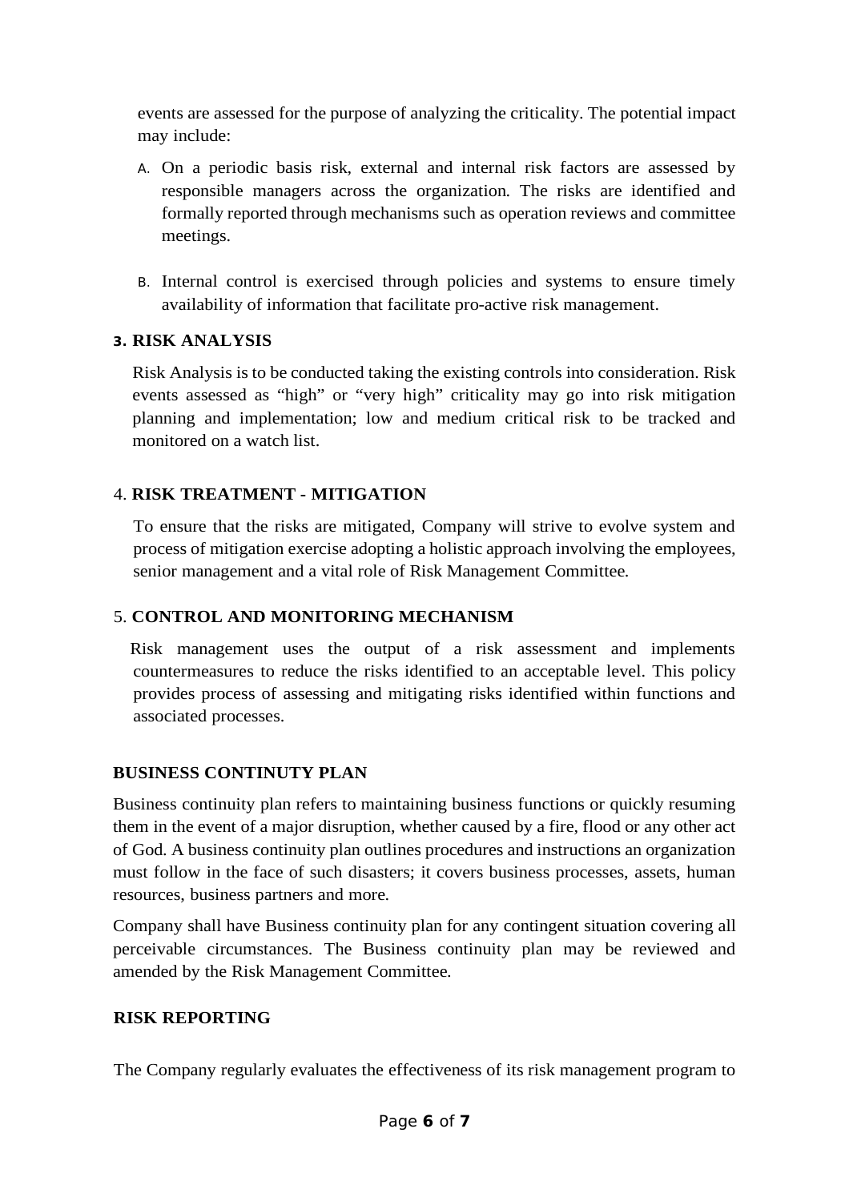events are assessed for the purpose of analyzing the criticality. The potential impact may include:

A. On a periodic basis risk, external and internal risk factors are assessed by responsible managers across the organization. The risks are identified and formally reported through mechanisms such as operation reviews and committee meetings.

B. Internal control is exercised through policies and systems to ensure timely availability of information that facilitate pro-active risk management.

**3. RISK ANALYSIS**

Risk Analysis is to be conducted taking the existing controls into consideration. Risk events assessed as "high" or "very high" criticality may go into risk mitigation planning and implementation; low and medium critical risk to be tracked and monitored on a watch list.

4. **RISK TREATMENT - MITIGATION**

To ensure that the risks are mitigated, Company will strive to evolve system and process of mitigation exercise adopting a holistic approach involving the employees, senior management and a vital role of Risk Management Committee.

5. **CONTROL AND MONITORING MECHANISM**

Risk management uses the output of a risk assessment and implements countermeasures to reduce the risks identified to an acceptable level. This policy provides process of assessing and mitigating risks identified within functions and associated processes.

**BUSINESS CONTINUTY PLAN**

Business continuity plan refers to maintaining business functions or quickly resuming them in the event of a major disruption, whether caused by a fire, flood or any other act of God. A business continuity plan outlines procedures and instructions an organization must follow in the face of such disasters; it covers business processes, assets, human resources, business partners and more.

Company shall have Business continuity plan for any contingent situation covering all perceivable circumstances. The Business continuity plan may be reviewed and amended by the Risk Management Committee.

**RISK REPORTING**

The Company regularly evaluates the effectiveness of its risk management program to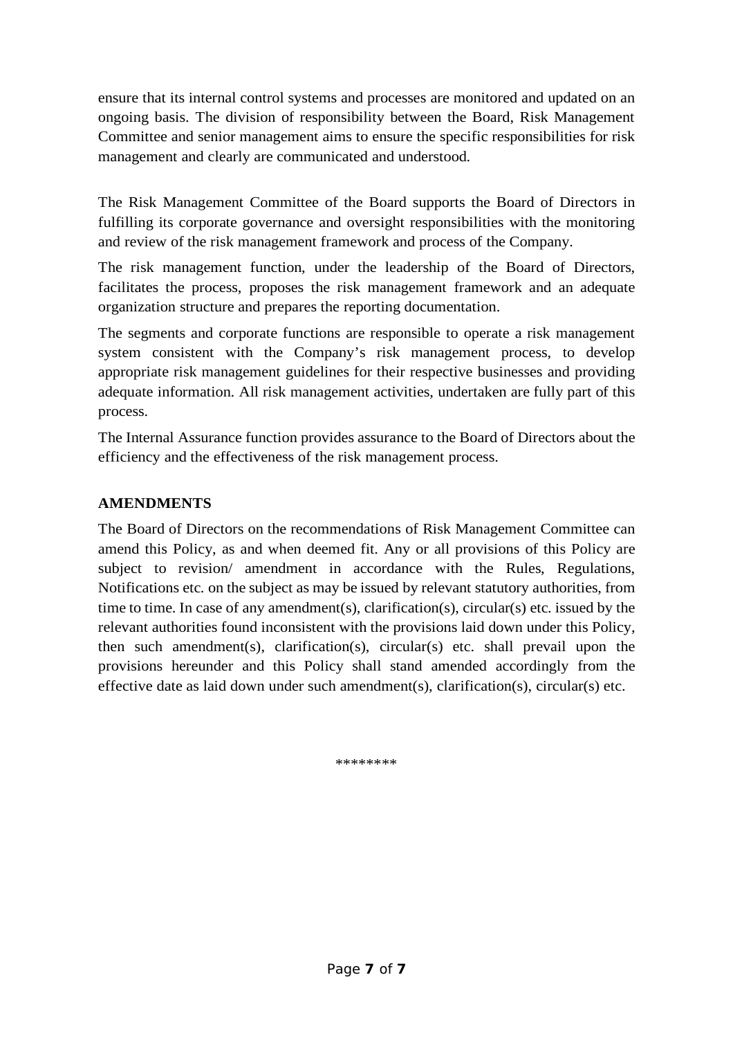ensure that its internal control systems and processes are monitored and updated on an ongoing basis. The division of responsibility between the Board, Risk Management Committee and senior management aims to ensure the specific responsibilities for risk management and clearly are communicated and understood.

The Risk Management Committee of the Board supports the Board of Directors in fulfilling its corporate governance and oversight responsibilities with the monitoring and review of the risk management framework and process of the Company.

The risk management function, under the leadership of the Board of Directors, facilitates the process, proposes the risk management framework and an adequate organization structure and prepares the reporting documentation.

The segments and corporate functions are responsible to operate a risk management system consistent with the Company's risk management process, to develop appropriate risk management guidelines for their respective businesses and providing adequate information. All risk management activities, undertaken are fully part of this process.

The Internal Assurance function provides assurance to the Board of Directors about the efficiency and the effectiveness of the risk management process.

## AMENDMENTS

The Board of Directors on the recommendations of Risk Management Committee can amend this Policy, as and when deemed fit. Any or all provisions of this Policy are subject to revision/ amendment in accordance with the Rules, Regulations, Notifications etc. on the subject as may be issued by relevant statutory authorities, from time to time. In case of any amendment(s), clarification(s), circular(s) etc. issued by the relevant authorities found inconsistent with the provisions laid down under this Policy, then such amendment(s), clarification(s), circular(s) etc. shall prevail upon the provisions hereunder and this Policy shall stand amended accordingly from the effective date as laid down under such amendment(s), clarification(s), circular(s) etc.

********